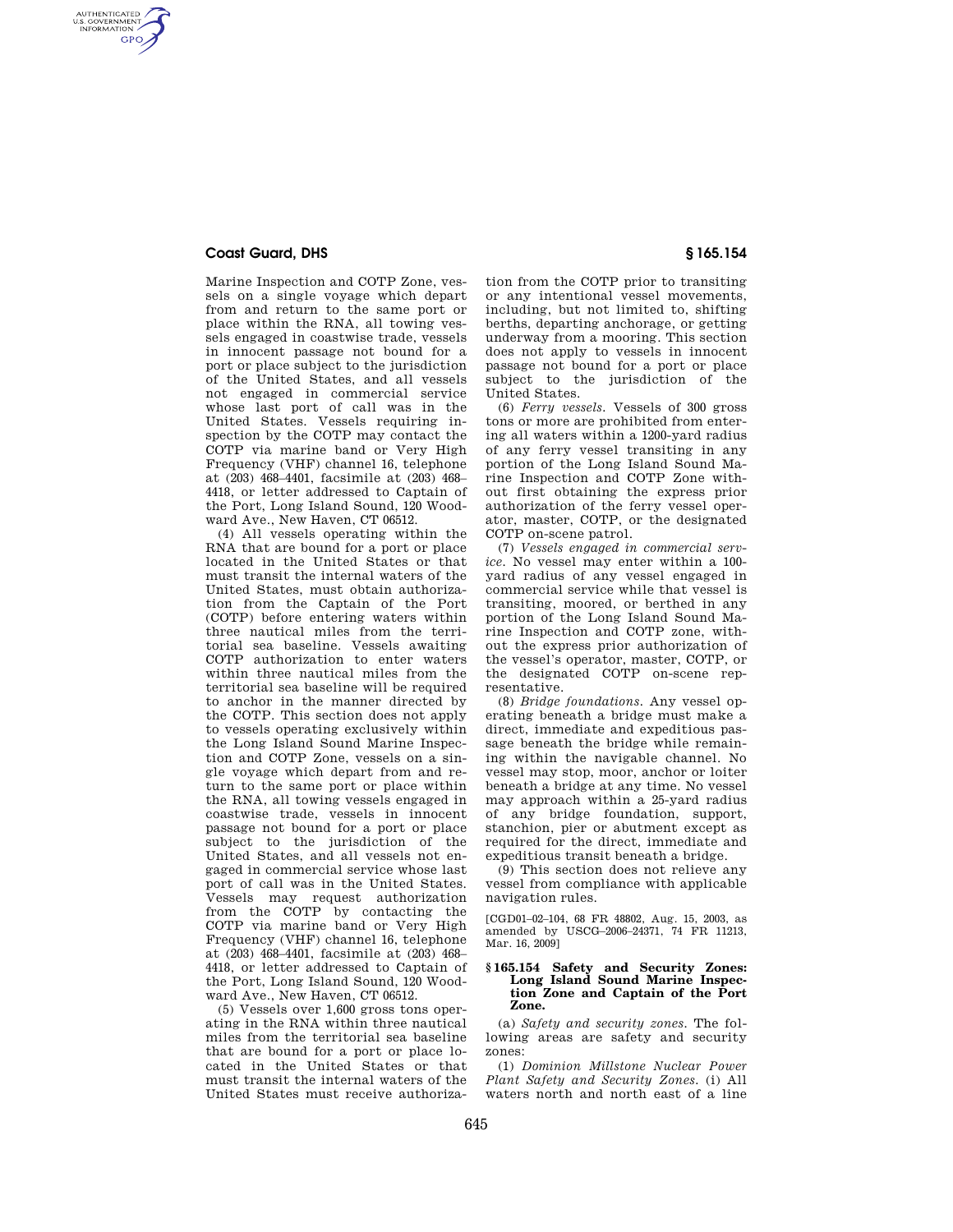Marine Inspection and COTP Zone, vessels on a single voyage which depart from and return to the same port or place within the RNA, all towing vessels engaged in coastwise trade, vessels in innocent passage not bound for a port or place subject to the jurisdiction of the United States, and all vessels not engaged in commercial service whose last port of call was in the United States. Vessels requiring inspection by the COTP may contact the COTP via marine band or Very High Frequency (VHF) channel 16, telephone at (203) 468–4401, facsimile at (203) 468–4418, or letter addressed to Captain of the Port, Long Island Sound, 120 Woodward Ave., New Haven, CT 06512.

(4) All vessels operating within the RNA that are bound for a port or place located in the United States or that must transit the internal waters of the United States, must obtain authorization from the Captain of the Port (COTP) before entering waters within three nautical miles from the territorial sea baseline. Vessels awaiting COTP authorization to enter waters within three nautical miles from the territorial sea baseline will be required to anchor in the manner directed by the COTP. This section does not apply to vessels operating exclusively within the Long Island Sound Marine Inspection and COTP Zone, vessels on a single voyage which depart from and return to the same port or place within the RNA, all towing vessels engaged in coastwise trade, vessels in innocent passage not bound for a port or place subject to the jurisdiction of the United States, and all vessels not engaged in commercial service whose last port of call was in the United States. Vessels may request authorization from the COTP by contacting the COTP via marine band or Very High Frequency (VHF) channel 16, telephone at (203) 468–4401, facsimile at (203) 468–4418, or letter addressed to Captain of the Port, Long Island Sound, 120 Woodward Ave., New Haven, CT 06512.

(5) Vessels over 1,600 gross tons operating in the RNA within three nautical miles from the territorial sea baseline that are bound for a port or place located in the United States or that must transit the internal waters of the United States must receive authorization from the COTP prior to transiting or any intentional vessel movements, including, but not limited to, shifting berths, departing anchorage, or getting underway from a mooring. This section does not apply to vessels in innocent passage not bound for a port or place subject to the jurisdiction of the United States.

(6) *Ferry vessels.* Vessels of 300 gross tons or more are prohibited from entering all waters within a 1200-yard radius of any ferry vessel transiting in any portion of the Long Island Sound Marine Inspection and COTP Zone without first obtaining the express prior authorization of the ferry vessel operator, master, COTP, or the designated COTP on-scene patrol.

(7) *Vessels engaged in commercial service.* No vessel may enter within a 100-yard radius of any vessel engaged in commercial service while that vessel is transiting, moored, or berthed in any portion of the Long Island Sound Marine Inspection and COTP zone, without the express prior authorization of the vessel's operator, master, COTP, or the designated COTP on-scene representative.

(8) *Bridge foundations.* Any vessel operating beneath a bridge must make a direct, immediate and expeditious passage beneath the bridge while remaining within the navigable channel. No vessel may stop, moor, anchor or loiter beneath a bridge at any time. No vessel may approach within a 25-yard radius of any bridge foundation, support, stanchion, pier or abutment except as required for the direct, immediate and expeditious transit beneath a bridge.

(9) This section does not relieve any vessel from compliance with applicable navigation rules.

[CGD01–02–104, 68 FR 48802, Aug. 15, 2003, as amended by USCG–2006–24371, 74 FR 11213, Mar. 16, 2009]

### § 165.154 Safety and Security Zones: Long Island Sound Marine Inspection Zone and Captain of the Port Zone.

(a) *Safety and security zones.* The following areas are safety and security zones:

(1) *Dominion Millstone Nuclear Power Plant Safety and Security Zones.* (i) All waters north and north east of a line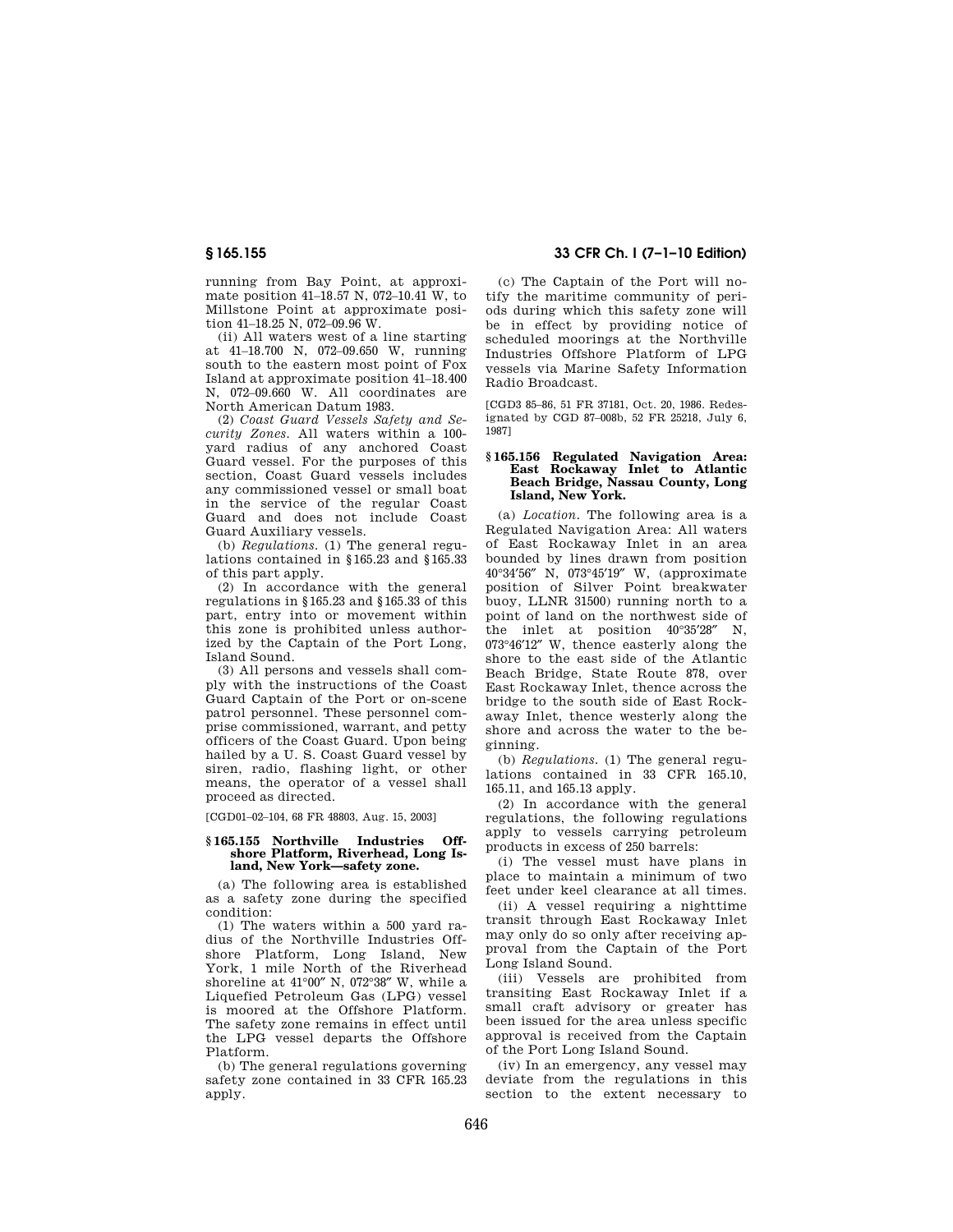running from Bay Point, at approximate position 41–18.57 N, 072–10.41 W, to Millstone Point at approximate position 41–18.25 N, 072–09.96 W.

(ii) All waters west of a line starting at 41–18.700 N, 072–09.650 W, running south to the eastern most point of Fox Island at approximate position 41–18.400 N, 072–09.660 W. All coordinates are North American Datum 1983.

(2) *Coast Guard Vessels Safety and Security Zones.* All waters within a 100-yard radius of any anchored Coast Guard vessel. For the purposes of this section, Coast Guard vessels includes any commissioned vessel or small boat in the service of the regular Coast Guard and does not include Coast Guard Auxiliary vessels.

(b) *Regulations.* (1) The general regulations contained in §165.23 and §165.33 of this part apply.

(2) In accordance with the general regulations in §165.23 and §165.33 of this part, entry into or movement within this zone is prohibited unless authorized by the Captain of the Port Long, Island Sound.

(3) All persons and vessels shall comply with the instructions of the Coast Guard Captain of the Port or on-scene patrol personnel. These personnel comprise commissioned, warrant, and petty officers of the Coast Guard. Upon being hailed by a U. S. Coast Guard vessel by siren, radio, flashing light, or other means, the operator of a vessel shall proceed as directed.

[CGD01–02–104, 68 FR 48803, Aug. 15, 2003]

### §165.155 Northville Industries Offshore Platform, Riverhead, Long Island, New York—safety zone.

(a) The following area is established as a safety zone during the specified condition:

(1) The waters within a 500 yard radius of the Northville Industries Offshore Platform, Long Island, New York, 1 mile North of the Riverhead shoreline at 41°00″ N, 072°38″ W, while a Liquefied Petroleum Gas (LPG) vessel is moored at the Offshore Platform. The safety zone remains in effect until the LPG vessel departs the Offshore Platform.

(b) The general regulations governing safety zone contained in 33 CFR 165.23 apply.

(c) The Captain of the Port will notify the maritime community of periods during which this safety zone will be in effect by providing notice of scheduled moorings at the Northville Industries Offshore Platform of LPG vessels via Marine Safety Information Radio Broadcast.

[CGD3 85–86, 51 FR 37181, Oct. 20, 1986. Redesignated by CGD 87–008b, 52 FR 25218, July 6, 1987]

### §165.156 Regulated Navigation Area: East Rockaway Inlet to Atlantic Beach Bridge, Nassau County, Long Island, New York.

(a) *Location.* The following area is a Regulated Navigation Area: All waters of East Rockaway Inlet in an area bounded by lines drawn from position 40°34′56″ N, 073°45′19″ W, (approximate position of Silver Point breakwater buoy, LLNR 31500) running north to a point of land on the northwest side of the inlet at position 40°35′28″ N, 073°46′12″ W, thence easterly along the shore to the east side of the Atlantic Beach Bridge, State Route 878, over East Rockaway Inlet, thence across the bridge to the south side of East Rockaway Inlet, thence westerly along the shore and across the water to the beginning.

(b) *Regulations.* (1) The general regulations contained in 33 CFR 165.10, 165.11, and 165.13 apply.

(2) In accordance with the general regulations, the following regulations apply to vessels carrying petroleum products in excess of 250 barrels:

(i) The vessel must have plans in place to maintain a minimum of two feet under keel clearance at all times.

(ii) A vessel requiring a nighttime transit through East Rockaway Inlet may only do so only after receiving approval from the Captain of the Port Long Island Sound.

(iii) Vessels are prohibited from transiting East Rockaway Inlet if a small craft advisory or greater has been issued for the area unless specific approval is received from the Captain of the Port Long Island Sound.

(iv) In an emergency, any vessel may deviate from the regulations in this section to the extent necessary to